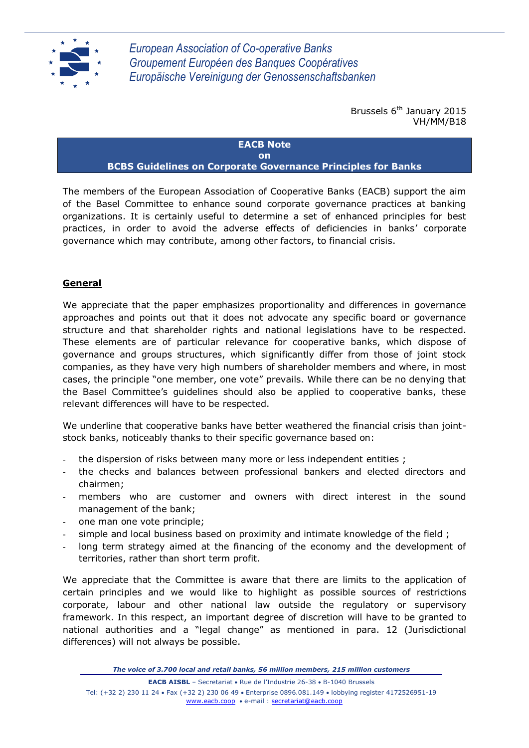*European Association of Co-operative Banks*
*Groupement Européen des Banques Coopératives*
*Europäische Vereinigung der Genossenschaftsbanken*

Brussels 6th January 2015
VH/MM/B18

**EACB Note**
**on**
**BCBS Guidelines on Corporate Governance Principles for Banks**

The members of the European Association of Cooperative Banks (EACB) support the aim of the Basel Committee to enhance sound corporate governance practices at banking organizations. It is certainly useful to determine a set of enhanced principles for best practices, in order to avoid the adverse effects of deficiencies in banks' corporate governance which may contribute, among other factors, to financial crisis.

## General

We appreciate that the paper emphasizes proportionality and differences in governance approaches and points out that it does not advocate any specific board or governance structure and that shareholder rights and national legislations have to be respected. These elements are of particular relevance for cooperative banks, which dispose of governance and groups structures, which significantly differ from those of joint stock companies, as they have very high numbers of shareholder members and where, in most cases, the principle "one member, one vote" prevails. While there can be no denying that the Basel Committee's guidelines should also be applied to cooperative banks, these relevant differences will have to be respected.

We underline that cooperative banks have better weathered the financial crisis than joint-stock banks, noticeably thanks to their specific governance based on:

- the dispersion of risks between many more or less independent entities ;
- the checks and balances between professional bankers and elected directors and chairmen;
- members who are customer and owners with direct interest in the sound management of the bank;
- one man one vote principle;
- simple and local business based on proximity and intimate knowledge of the field ;
- long term strategy aimed at the financing of the economy and the development of territories, rather than short term profit.

We appreciate that the Committee is aware that there are limits to the application of certain principles and we would like to highlight as possible sources of restrictions corporate, labour and other national law outside the regulatory or supervisory framework. In this respect, an important degree of discretion will have to be granted to national authorities and a "legal change" as mentioned in para. 12 (Jurisdictional differences) will not always be possible.

*The voice of 3.700 local and retail banks, 56 million members, 215 million customers*

**EACB AISBL** – Secretariat • Rue de l'Industrie 26-38 • B-1040 Brussels
Tel: (+32 2) 230 11 24 • Fax (+32 2) 230 06 49 • Enterprise 0896.081.149 • lobbying register 4172526951-19
www.eacb.coop • e-mail : secretariat@eacb.coop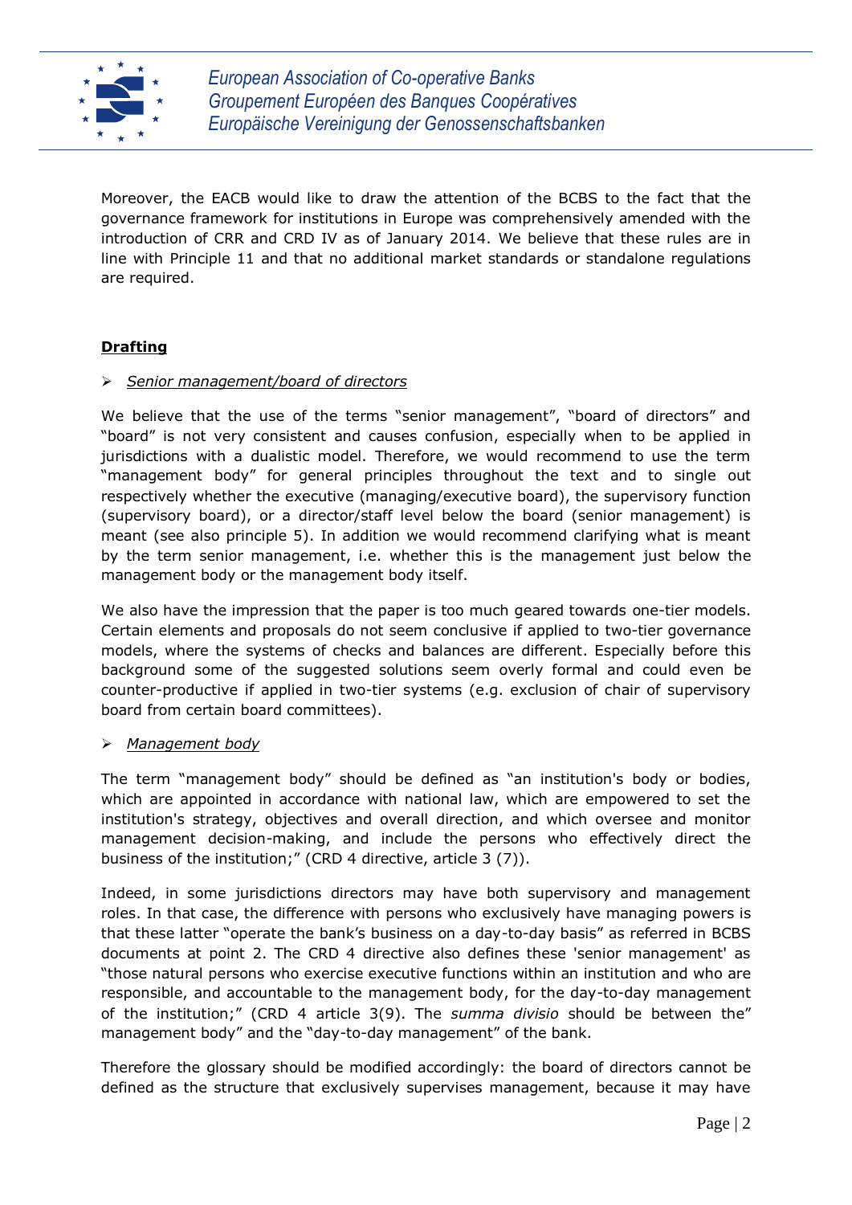Moreover, the EACB would like to draw the attention of the BCBS to the fact that the governance framework for institutions in Europe was comprehensively amended with the introduction of CRR and CRD IV as of January 2014. We believe that these rules are in line with Principle 11 and that no additional market standards or standalone regulations are required.

**Drafting**

- *Senior management/board of directors*

We believe that the use of the terms "senior management", "board of directors" and "board" is not very consistent and causes confusion, especially when to be applied in jurisdictions with a dualistic model. Therefore, we would recommend to use the term "management body" for general principles throughout the text and to single out respectively whether the executive (managing/executive board), the supervisory function (supervisory board), or a director/staff level below the board (senior management) is meant (see also principle 5). In addition we would recommend clarifying what is meant by the term senior management, i.e. whether this is the management just below the management body or the management body itself.

We also have the impression that the paper is too much geared towards one-tier models. Certain elements and proposals do not seem conclusive if applied to two-tier governance models, where the systems of checks and balances are different. Especially before this background some of the suggested solutions seem overly formal and could even be counter-productive if applied in two-tier systems (e.g. exclusion of chair of supervisory board from certain board committees).

- *Management body*

The term "management body" should be defined as "an institution's body or bodies, which are appointed in accordance with national law, which are empowered to set the institution's strategy, objectives and overall direction, and which oversee and monitor management decision-making, and include the persons who effectively direct the business of the institution;" (CRD 4 directive, article 3 (7)).

Indeed, in some jurisdictions directors may have both supervisory and management roles. In that case, the difference with persons who exclusively have managing powers is that these latter "operate the bank's business on a day-to-day basis" as referred in BCBS documents at point 2. The CRD 4 directive also defines these 'senior management' as "those natural persons who exercise executive functions within an institution and who are responsible, and accountable to the management body, for the day-to-day management of the institution;" (CRD 4 article 3(9). The *summa divisio* should be between the" management body" and the "day-to-day management" of the bank.

Therefore the glossary should be modified accordingly: the board of directors cannot be defined as the structure that exclusively supervises management, because it may have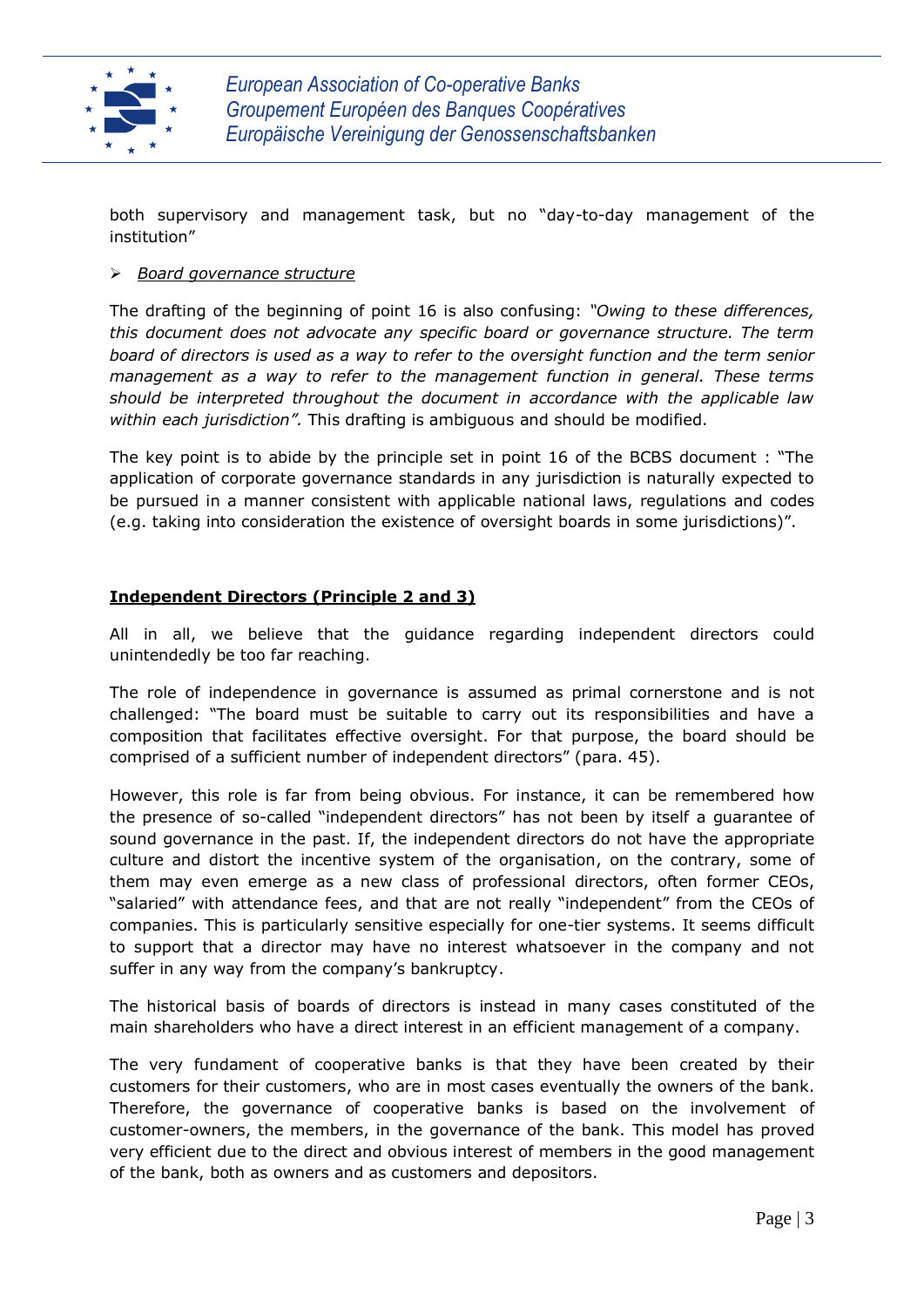both supervisory and management task, but no "day-to-day management of the institution"

- *Board governance structure*

The drafting of the beginning of point 16 is also confusing: *"Owing to these differences, this document does not advocate any specific board or governance structure. The term board of directors is used as a way to refer to the oversight function and the term senior management as a way to refer to the management function in general. These terms should be interpreted throughout the document in accordance with the applicable law within each jurisdiction".* This drafting is ambiguous and should be modified.

The key point is to abide by the principle set in point 16 of the BCBS document : "The application of corporate governance standards in any jurisdiction is naturally expected to be pursued in a manner consistent with applicable national laws, regulations and codes (e.g. taking into consideration the existence of oversight boards in some jurisdictions)".

**Independent Directors (Principle 2 and 3)**

All in all, we believe that the guidance regarding independent directors could unintendedly be too far reaching.

The role of independence in governance is assumed as primal cornerstone and is not challenged: "The board must be suitable to carry out its responsibilities and have a composition that facilitates effective oversight. For that purpose, the board should be comprised of a sufficient number of independent directors" (para. 45).

However, this role is far from being obvious. For instance, it can be remembered how the presence of so-called "independent directors" has not been by itself a guarantee of sound governance in the past. If, the independent directors do not have the appropriate culture and distort the incentive system of the organisation, on the contrary, some of them may even emerge as a new class of professional directors, often former CEOs, "salaried" with attendance fees, and that are not really "independent" from the CEOs of companies. This is particularly sensitive especially for one-tier systems. It seems difficult to support that a director may have no interest whatsoever in the company and not suffer in any way from the company's bankruptcy.

The historical basis of boards of directors is instead in many cases constituted of the main shareholders who have a direct interest in an efficient management of a company.

The very fundament of cooperative banks is that they have been created by their customers for their customers, who are in most cases eventually the owners of the bank. Therefore, the governance of cooperative banks is based on the involvement of customer-owners, the members, in the governance of the bank. This model has proved very efficient due to the direct and obvious interest of members in the good management of the bank, both as owners and as customers and depositors.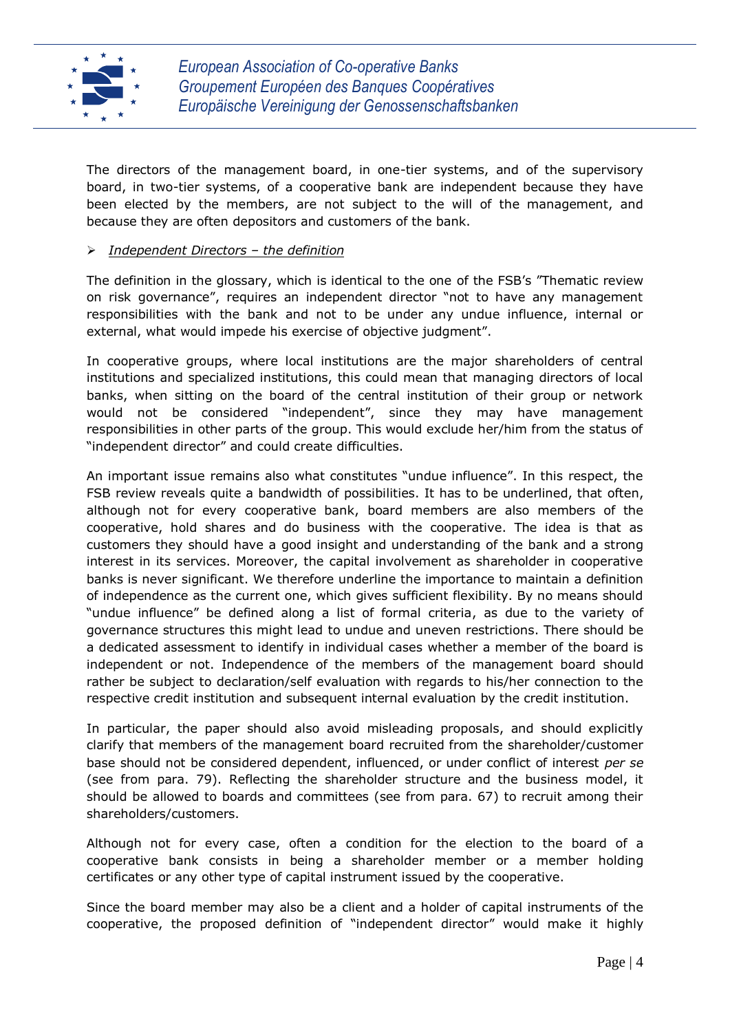The directors of the management board, in one-tier systems, and of the supervisory board, in two-tier systems, of a cooperative bank are independent because they have been elected by the members, are not subject to the will of the management, and because they are often depositors and customers of the bank.

- *Independent Directors – the definition*

The definition in the glossary, which is identical to the one of the FSB's "Thematic review on risk governance", requires an independent director "not to have any management responsibilities with the bank and not to be under any undue influence, internal or external, what would impede his exercise of objective judgment".

In cooperative groups, where local institutions are the major shareholders of central institutions and specialized institutions, this could mean that managing directors of local banks, when sitting on the board of the central institution of their group or network would not be considered "independent", since they may have management responsibilities in other parts of the group. This would exclude her/him from the status of "independent director" and could create difficulties.

An important issue remains also what constitutes "undue influence". In this respect, the FSB review reveals quite a bandwidth of possibilities. It has to be underlined, that often, although not for every cooperative bank, board members are also members of the cooperative, hold shares and do business with the cooperative. The idea is that as customers they should have a good insight and understanding of the bank and a strong interest in its services. Moreover, the capital involvement as shareholder in cooperative banks is never significant. We therefore underline the importance to maintain a definition of independence as the current one, which gives sufficient flexibility. By no means should "undue influence" be defined along a list of formal criteria, as due to the variety of governance structures this might lead to undue and uneven restrictions. There should be a dedicated assessment to identify in individual cases whether a member of the board is independent or not. Independence of the members of the management board should rather be subject to declaration/self evaluation with regards to his/her connection to the respective credit institution and subsequent internal evaluation by the credit institution.

In particular, the paper should also avoid misleading proposals, and should explicitly clarify that members of the management board recruited from the shareholder/customer base should not be considered dependent, influenced, or under conflict of interest *per se* (see from para. 79). Reflecting the shareholder structure and the business model, it should be allowed to boards and committees (see from para. 67) to recruit among their shareholders/customers.

Although not for every case, often a condition for the election to the board of a cooperative bank consists in being a shareholder member or a member holding certificates or any other type of capital instrument issued by the cooperative.

Since the board member may also be a client and a holder of capital instruments of the cooperative, the proposed definition of "independent director" would make it highly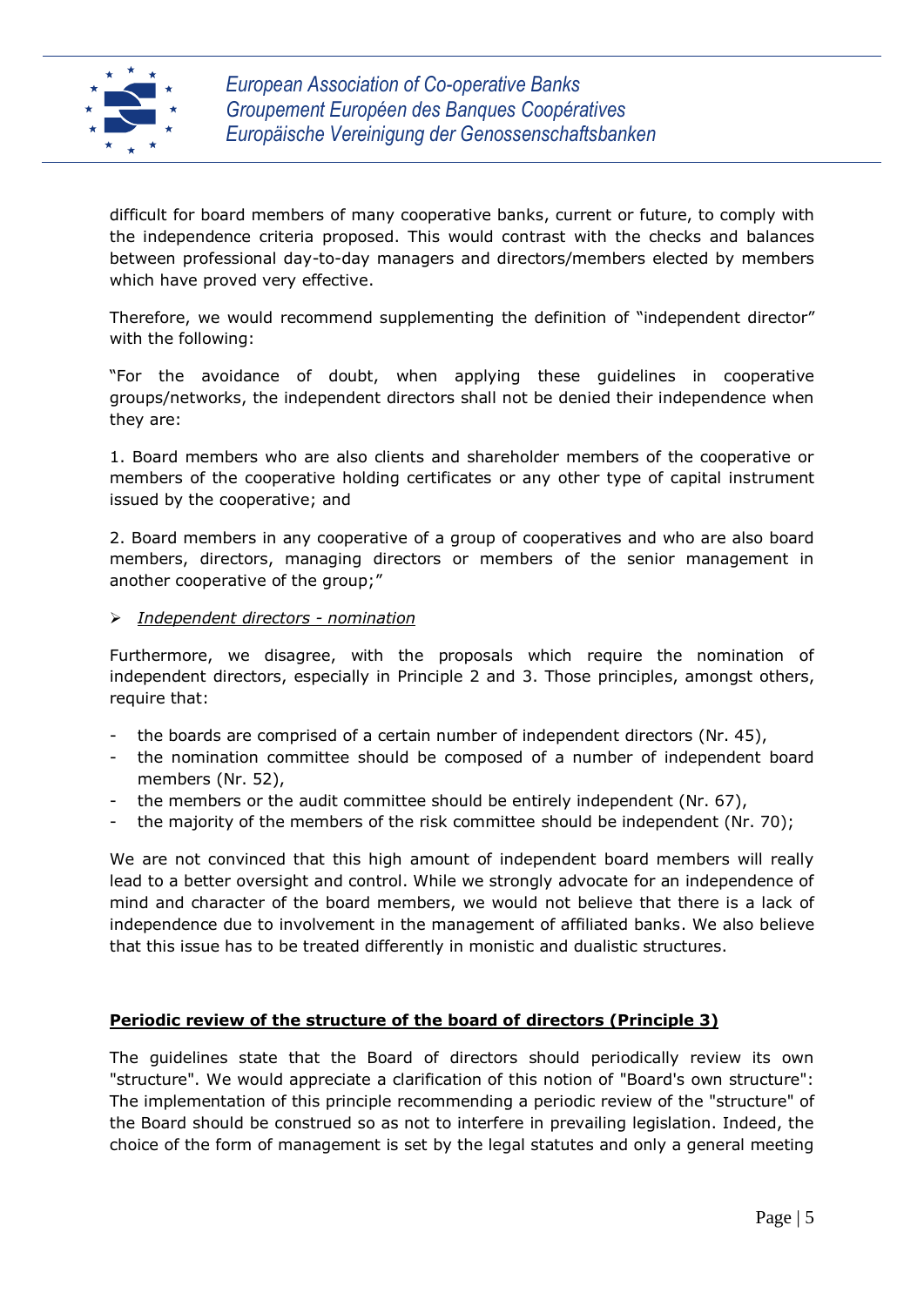difficult for board members of many cooperative banks, current or future, to comply with the independence criteria proposed. This would contrast with the checks and balances between professional day-to-day managers and directors/members elected by members which have proved very effective.

Therefore, we would recommend supplementing the definition of "independent director" with the following:

"For the avoidance of doubt, when applying these guidelines in cooperative groups/networks, the independent directors shall not be denied their independence when they are:

1. Board members who are also clients and shareholder members of the cooperative or members of the cooperative holding certificates or any other type of capital instrument issued by the cooperative; and

2. Board members in any cooperative of a group of cooperatives and who are also board members, directors, managing directors or members of the senior management in another cooperative of the group;"

- *Independent directors - nomination*

Furthermore, we disagree, with the proposals which require the nomination of independent directors, especially in Principle 2 and 3. Those principles, amongst others, require that:

- the boards are comprised of a certain number of independent directors (Nr. 45),
- the nomination committee should be composed of a number of independent board members (Nr. 52),
- the members or the audit committee should be entirely independent (Nr. 67),
- the majority of the members of the risk committee should be independent (Nr. 70);

We are not convinced that this high amount of independent board members will really lead to a better oversight and control. While we strongly advocate for an independence of mind and character of the board members, we would not believe that there is a lack of independence due to involvement in the management of affiliated banks. We also believe that this issue has to be treated differently in monistic and dualistic structures.

## Periodic review of the structure of the board of directors (Principle 3)

The guidelines state that the Board of directors should periodically review its own "structure". We would appreciate a clarification of this notion of "Board's own structure": The implementation of this principle recommending a periodic review of the "structure" of the Board should be construed so as not to interfere in prevailing legislation. Indeed, the choice of the form of management is set by the legal statutes and only a general meeting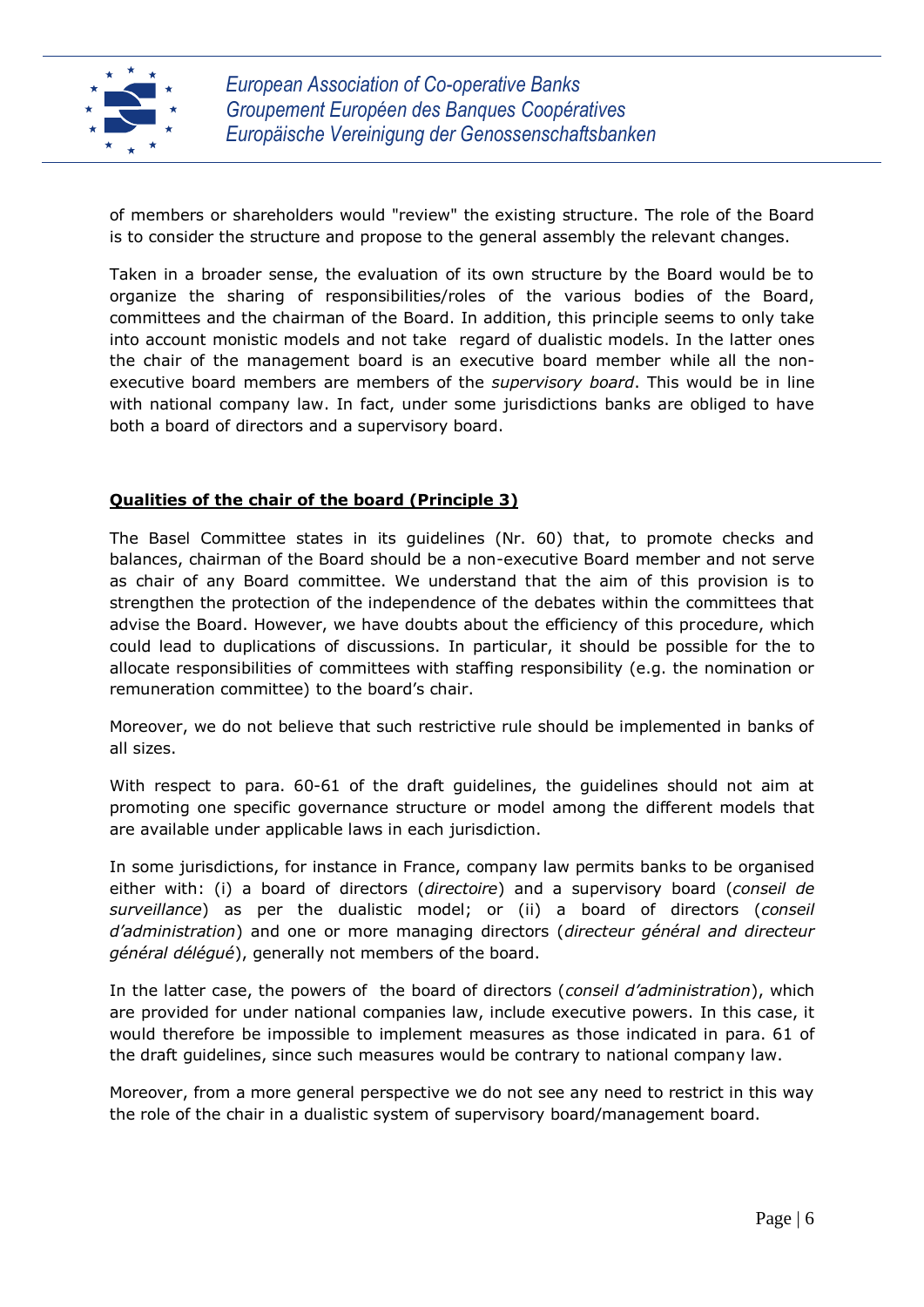of members or shareholders would "review" the existing structure. The role of the Board is to consider the structure and propose to the general assembly the relevant changes.

Taken in a broader sense, the evaluation of its own structure by the Board would be to organize the sharing of responsibilities/roles of the various bodies of the Board, committees and the chairman of the Board. In addition, this principle seems to only take into account monistic models and not take regard of dualistic models. In the latter ones the chair of the management board is an executive board member while all the non-executive board members are members of the *supervisory board*. This would be in line with national company law. In fact, under some jurisdictions banks are obliged to have both a board of directors and a supervisory board.

## **Qualities of the chair of the board (Principle 3)**

The Basel Committee states in its guidelines (Nr. 60) that, to promote checks and balances, chairman of the Board should be a non-executive Board member and not serve as chair of any Board committee. We understand that the aim of this provision is to strengthen the protection of the independence of the debates within the committees that advise the Board. However, we have doubts about the efficiency of this procedure, which could lead to duplications of discussions. In particular, it should be possible for the to allocate responsibilities of committees with staffing responsibility (e.g. the nomination or remuneration committee) to the board's chair.

Moreover, we do not believe that such restrictive rule should be implemented in banks of all sizes.

With respect to para. 60-61 of the draft guidelines, the guidelines should not aim at promoting one specific governance structure or model among the different models that are available under applicable laws in each jurisdiction.

In some jurisdictions, for instance in France, company law permits banks to be organised either with: (i) a board of directors (*directoire*) and a supervisory board (*conseil de surveillance*) as per the dualistic model; or (ii) a board of directors (*conseil d'administration*) and one or more managing directors (*directeur général and directeur général délégué*), generally not members of the board.

In the latter case, the powers of the board of directors (*conseil d'administration*), which are provided for under national companies law, include executive powers. In this case, it would therefore be impossible to implement measures as those indicated in para. 61 of the draft guidelines, since such measures would be contrary to national company law.

Moreover, from a more general perspective we do not see any need to restrict in this way the role of the chair in a dualistic system of supervisory board/management board.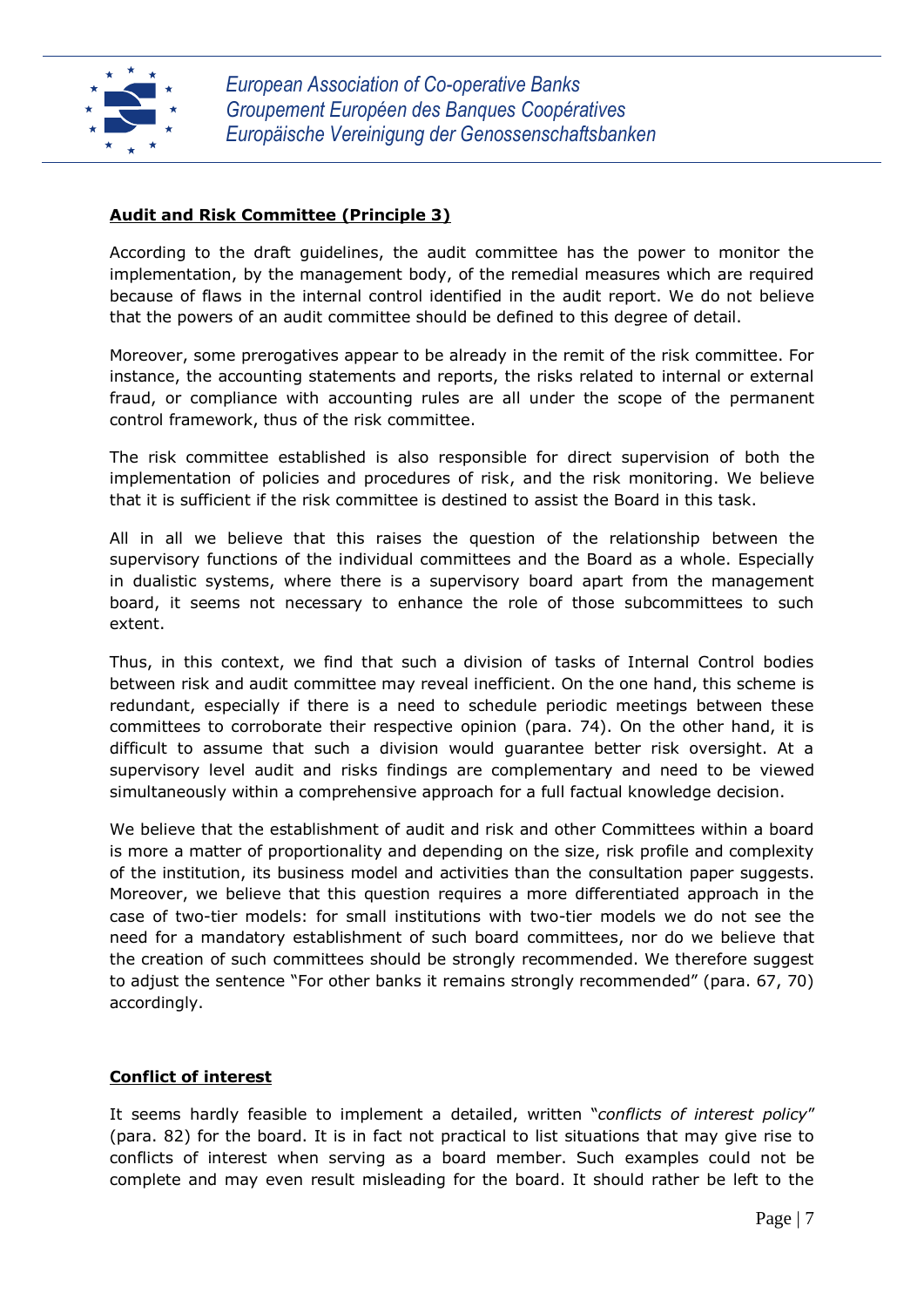**Audit and Risk Committee (Principle 3)**

According to the draft guidelines, the audit committee has the power to monitor the implementation, by the management body, of the remedial measures which are required because of flaws in the internal control identified in the audit report. We do not believe that the powers of an audit committee should be defined to this degree of detail.

Moreover, some prerogatives appear to be already in the remit of the risk committee. For instance, the accounting statements and reports, the risks related to internal or external fraud, or compliance with accounting rules are all under the scope of the permanent control framework, thus of the risk committee.

The risk committee established is also responsible for direct supervision of both the implementation of policies and procedures of risk, and the risk monitoring. We believe that it is sufficient if the risk committee is destined to assist the Board in this task.

All in all we believe that this raises the question of the relationship between the supervisory functions of the individual committees and the Board as a whole. Especially in dualistic systems, where there is a supervisory board apart from the management board, it seems not necessary to enhance the role of those subcommittees to such extent.

Thus, in this context, we find that such a division of tasks of Internal Control bodies between risk and audit committee may reveal inefficient. On the one hand, this scheme is redundant, especially if there is a need to schedule periodic meetings between these committees to corroborate their respective opinion (para. 74). On the other hand, it is difficult to assume that such a division would guarantee better risk oversight. At a supervisory level audit and risks findings are complementary and need to be viewed simultaneously within a comprehensive approach for a full factual knowledge decision.

We believe that the establishment of audit and risk and other Committees within a board is more a matter of proportionality and depending on the size, risk profile and complexity of the institution, its business model and activities than the consultation paper suggests. Moreover, we believe that this question requires a more differentiated approach in the case of two-tier models: for small institutions with two-tier models we do not see the need for a mandatory establishment of such board committees, nor do we believe that the creation of such committees should be strongly recommended. We therefore suggest to adjust the sentence "For other banks it remains strongly recommended" (para. 67, 70) accordingly.

**Conflict of interest**

It seems hardly feasible to implement a detailed, written "*conflicts of interest policy*" (para. 82) for the board. It is in fact not practical to list situations that may give rise to conflicts of interest when serving as a board member. Such examples could not be complete and may even result misleading for the board. It should rather be left to the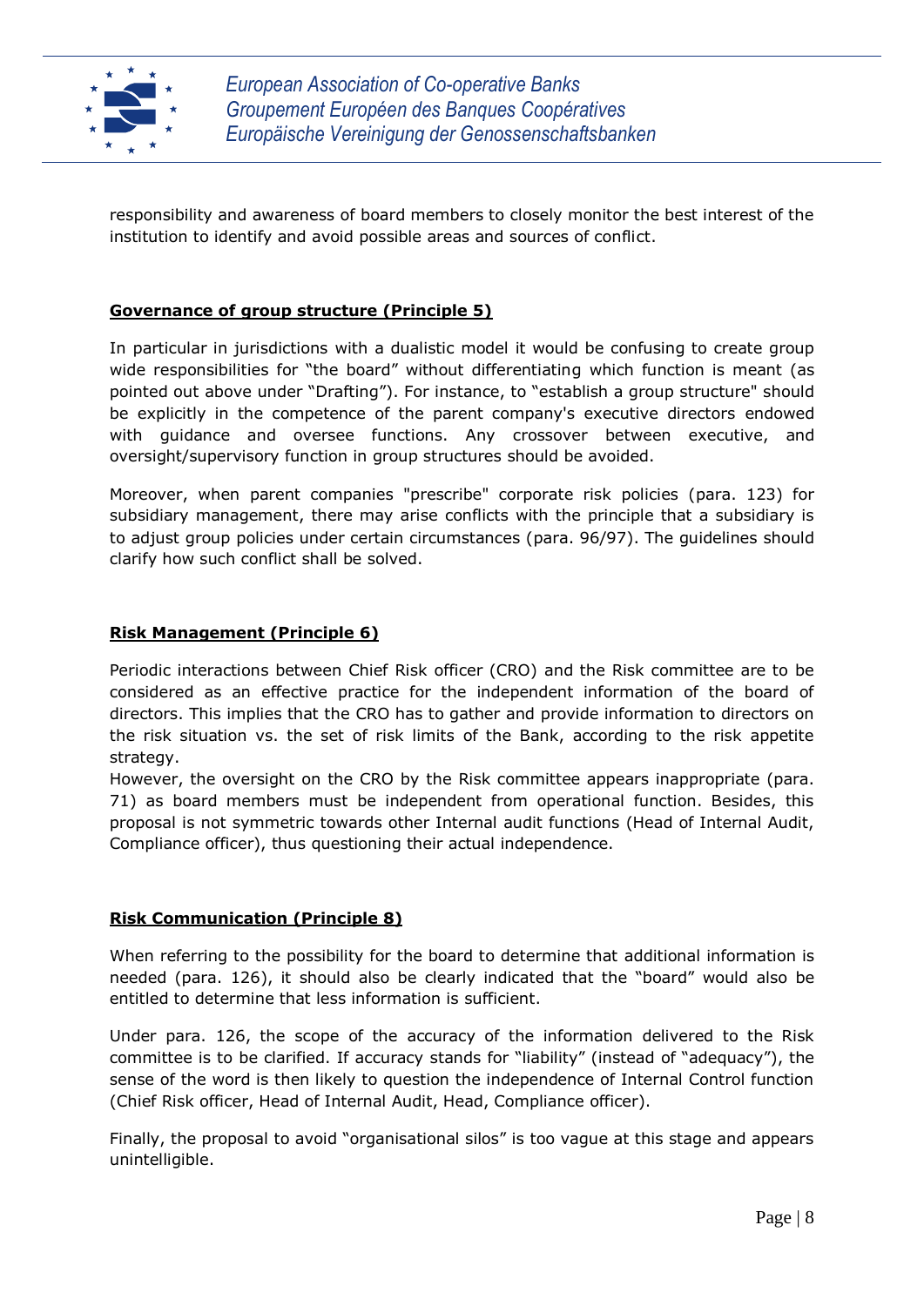responsibility and awareness of board members to closely monitor the best interest of the institution to identify and avoid possible areas and sources of conflict.

**Governance of group structure (Principle 5)**

In particular in jurisdictions with a dualistic model it would be confusing to create group wide responsibilities for "the board" without differentiating which function is meant (as pointed out above under "Drafting"). For instance, to "establish a group structure" should be explicitly in the competence of the parent company's executive directors endowed with guidance and oversee functions. Any crossover between executive, and oversight/supervisory function in group structures should be avoided.

Moreover, when parent companies "prescribe" corporate risk policies (para. 123) for subsidiary management, there may arise conflicts with the principle that a subsidiary is to adjust group policies under certain circumstances (para. 96/97). The guidelines should clarify how such conflict shall be solved.

**Risk Management (Principle 6)**

Periodic interactions between Chief Risk officer (CRO) and the Risk committee are to be considered as an effective practice for the independent information of the board of directors. This implies that the CRO has to gather and provide information to directors on the risk situation vs. the set of risk limits of the Bank, according to the risk appetite strategy.
However, the oversight on the CRO by the Risk committee appears inappropriate (para. 71) as board members must be independent from operational function. Besides, this proposal is not symmetric towards other Internal audit functions (Head of Internal Audit, Compliance officer), thus questioning their actual independence.

**Risk Communication (Principle 8)**

When referring to the possibility for the board to determine that additional information is needed (para. 126), it should also be clearly indicated that the "board" would also be entitled to determine that less information is sufficient.

Under para. 126, the scope of the accuracy of the information delivered to the Risk committee is to be clarified. If accuracy stands for "liability" (instead of "adequacy"), the sense of the word is then likely to question the independence of Internal Control function (Chief Risk officer, Head of Internal Audit, Head, Compliance officer).

Finally, the proposal to avoid "organisational silos" is too vague at this stage and appears unintelligible.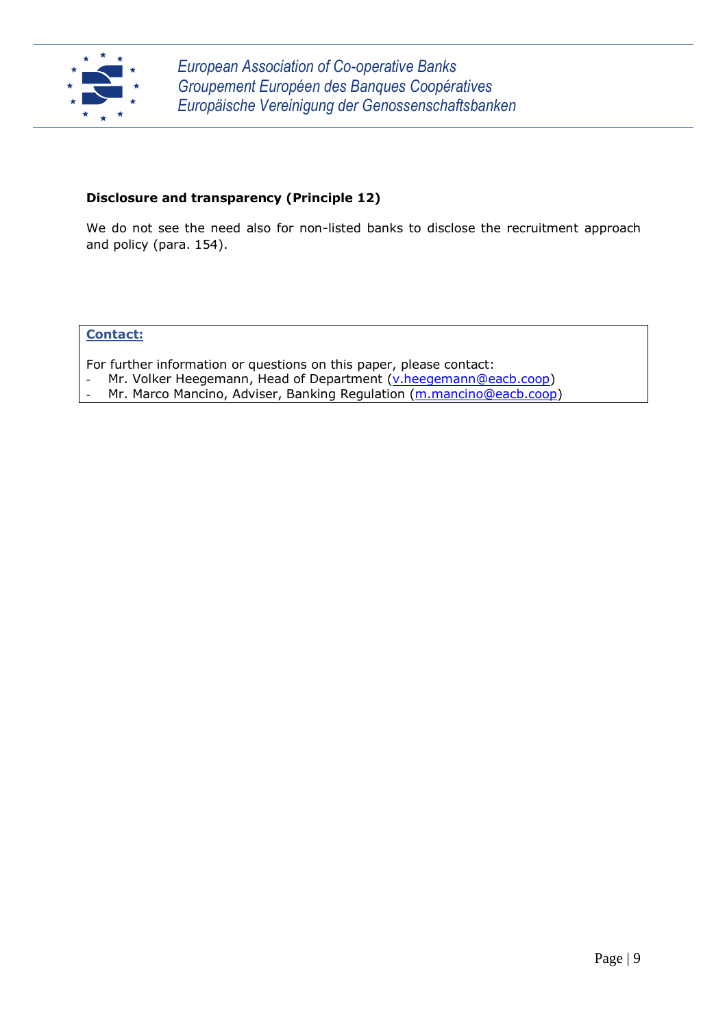**Disclosure and transparency (Principle 12)**

We do not see the need also for non-listed banks to disclose the recruitment approach and policy (para. 154).

**Contact:**

For further information or questions on this paper, please contact:

- Mr. Volker Heegemann, Head of Department (v.heegemann@eacb.coop)
- Mr. Marco Mancino, Adviser, Banking Regulation (m.mancino@eacb.coop)